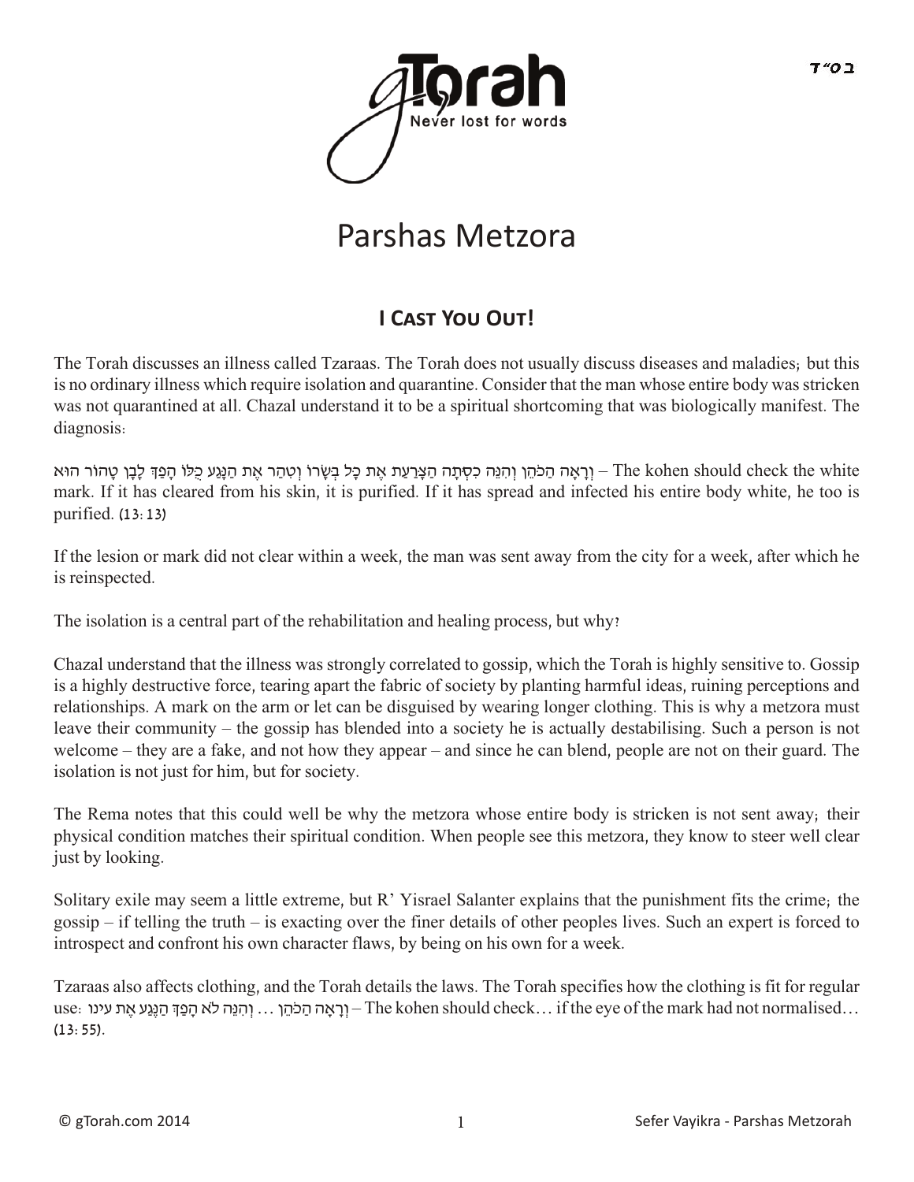# Parshas Metzora

## I Cast You Out!

The Torah discusses an illness called Tzaraas. The Torah does not usually discuss diseases and maladies; but this is no ordinary illness which require isolation and quarantine. Consider that the man whose entire body was stricken was not quarantined at all. Chazal understand it to be a spiritual shortcoming that was biologically manifest. The diagnosis:

וְרָאָה הַכֹּהֵן וְהִנֵּה כִסְּתָה הַצָּרַעַת אֶת כָּל בְּשָׂרוֹ וְטִהַר אֶת הַנָּגַע כֻּלּוֹ הָפַךְ לָבָן טָהוֹר הוּא – The kohen should check the white mark. If it has cleared from his skin, it is purified. If it has spread and infected his entire body white, he too is purified. (13:13)

If the lesion or mark did not clear within a week, the man was sent away from the city for a week, after which he is reinspected.

The isolation is a central part of the rehabilitation and healing process, but why?

Chazal understand that the illness was strongly correlated to gossip, which the Torah is highly sensitive to. Gossip is a highly destructive force, tearing apart the fabric of society by planting harmful ideas, ruining perceptions and relationships. A mark on the arm or let can be disguised by wearing longer clothing. This is why a metzora must leave their community – the gossip has blended into a society he is actually destabilising. Such a person is not welcome – they are a fake, and not how they appear – and since he can blend, people are not on their guard. The isolation is not just for him, but for society.

The Rema notes that this could well be why the metzora whose entire body is stricken is not sent away; their physical condition matches their spiritual condition. When people see this metzora, they know to steer well clear just by looking.

Solitary exile may seem a little extreme, but R' Yisrael Salanter explains that the punishment fits the crime; the gossip – if telling the truth – is exacting over the finer details of other peoples lives. Such an expert is forced to introspect and confront his own character flaws, by being on his own for a week.

Tzaraas also affects clothing, and the Torah details the laws. The Torah specifies how the clothing is fit for regular use: וְרָאָה הַכֹּהֵן ... וְהִנֵּה לֹא הָפַךְ הַנֶּגַע אֶת עינו – The kohen should check… if the eye of the mark had not normalised… (13:55).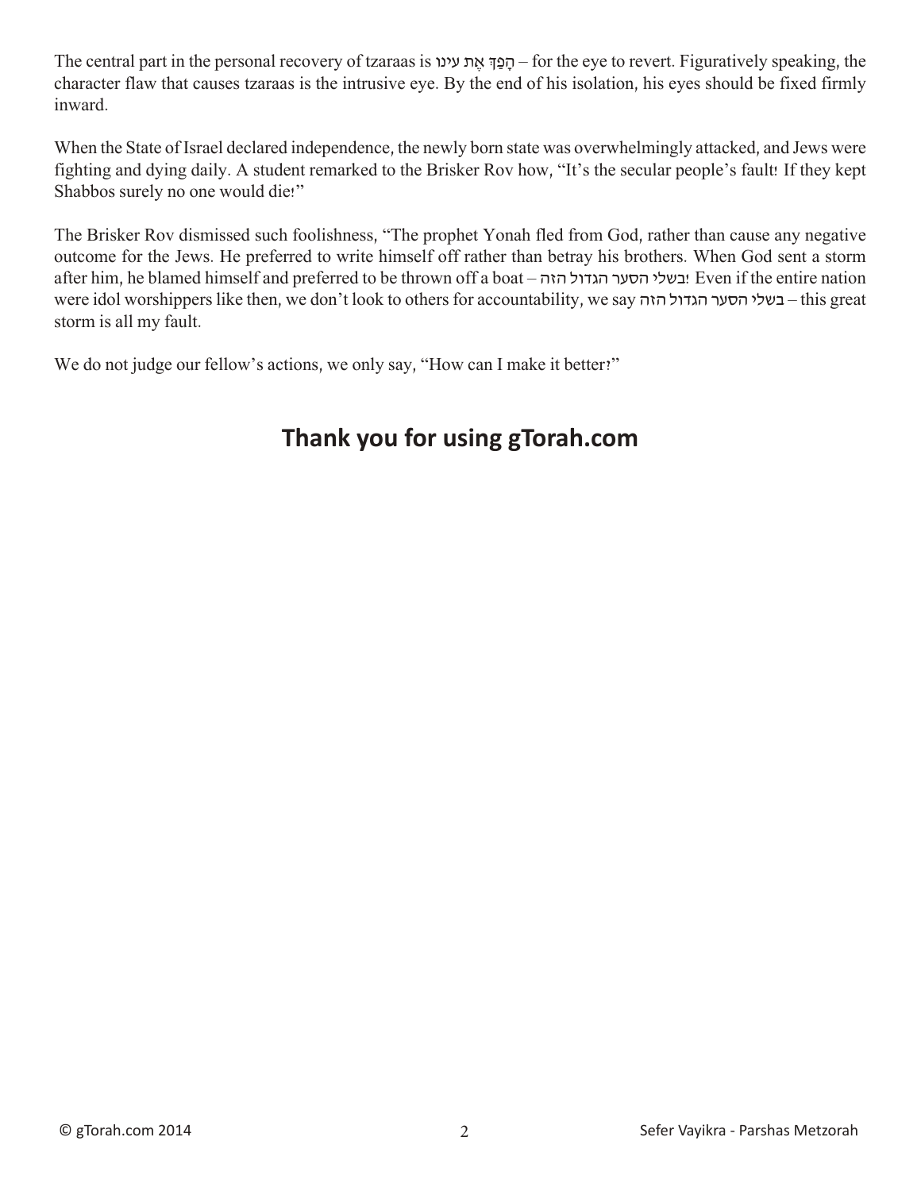The central part in the personal recovery of tzaraas is הָפַךְ אֶת עינו – for the eye to revert. Figuratively speaking, the character flaw that causes tzaraas is the intrusive eye. By the end of his isolation, his eyes should be fixed firmly inward.

When the State of Israel declared independence, the newly born state was overwhelmingly attacked, and Jews were fighting and dying daily. A student remarked to the Brisker Rov how, "It's the secular people's fault! If they kept Shabbos surely no one would die!"

The Brisker Rov dismissed such foolishness, "The prophet Yonah fled from God, rather than cause any negative outcome for the Jews. He preferred to write himself off rather than betray his brothers. When God sent a storm after him, he blamed himself and preferred to be thrown off a boat – בשלי הסער הגדול הזה! Even if the entire nation were idol worshippers like then, we don't look to others for accountability, we say בשלי הסער הגדול הזה – this great storm is all my fault.

We do not judge our fellow's actions, we only say, "How can I make it better?"

## Thank you for using gTorah.com